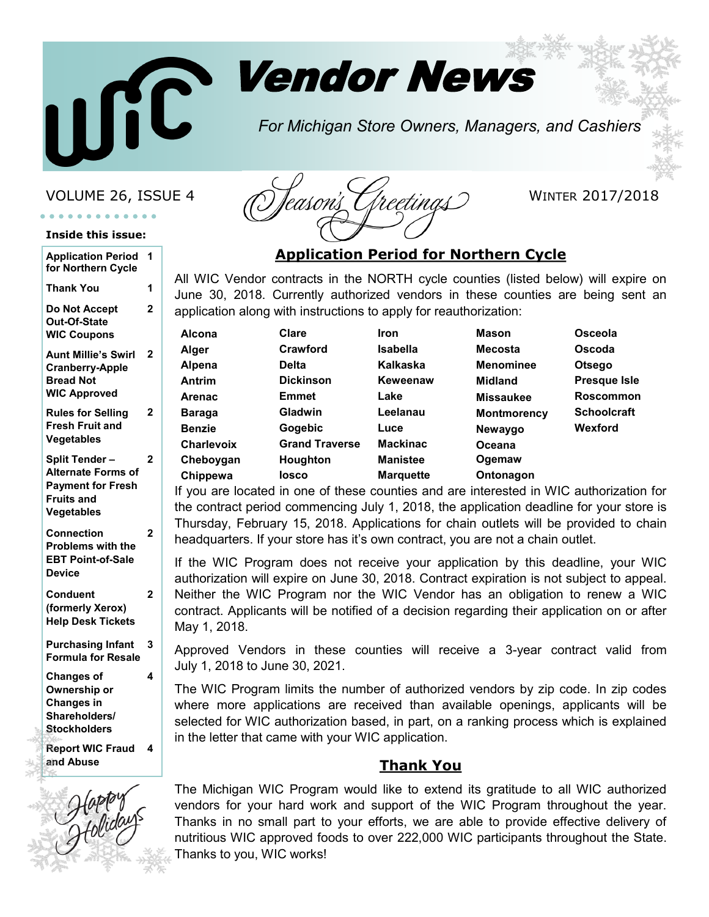# WIC Vendor News

*For Michigan Store Owners, Managers, and Cashiers*

VOLUME 26, ISSUE 4 — *Season's Greetings* — WINTER 2017/2018

**Inside this issue:**

| | |
|---|---|
| Application Period for Northern Cycle | 1 |
| Thank You | 1 |
| Do Not Accept Out-Of-State WIC Coupons | 2 |
| Aunt Millie's Swirl Cranberry-Apple Bread Not WIC Approved | 2 |
| Rules for Selling Fresh Fruit and Vegetables | 2 |
| Split Tender – Alternate Forms of Payment for Fresh Fruits and Vegetables | 2 |
| Connection Problems with the EBT Point-of-Sale Device | 2 |
| Conduent (formerly Xerox) Help Desk Tickets | 2 |
| Purchasing Infant Formula for Resale | 3 |
| Changes of Ownership or Changes in Shareholders/ Stockholders | 4 |
| Report WIC Fraud and Abuse | 4 |

*Happy Holidays*

## Application Period for Northern Cycle

All WIC Vendor contracts in the NORTH cycle counties (listed below) will expire on June 30, 2018. Currently authorized vendors in these counties are being sent an application along with instructions to apply for reauthorization:

| | | | | |
|---|---|---|---|---|
| **Alcona** | **Clare** | **Iron** | **Mason** | **Osceola** |
| **Alger** | **Crawford** | **Isabella** | **Mecosta** | **Oscoda** |
| **Alpena** | **Delta** | **Kalkaska** | **Menominee** | **Otsego** |
| **Antrim** | **Dickinson** | **Keweenaw** | **Midland** | **Presque Isle** |
| **Arenac** | **Emmet** | **Lake** | **Missaukee** | **Roscommon** |
| **Baraga** | **Gladwin** | **Leelanau** | **Montmorency** | **Schoolcraft** |
| **Benzie** | **Gogebic** | **Luce** | **Newaygo** | **Wexford** |
| **Charlevoix** | **Grand Traverse** | **Mackinac** | **Oceana** | |
| **Cheboygan** | **Houghton** | **Manistee** | **Ogemaw** | |
| **Chippewa** | **Iosco** | **Marquette** | **Ontonagon** | |

If you are located in one of these counties and are interested in WIC authorization for the contract period commencing July 1, 2018, the application deadline for your store is Thursday, February 15, 2018. Applications for chain outlets will be provided to chain headquarters. If your store has it's own contract, you are not a chain outlet.

If the WIC Program does not receive your application by this deadline, your WIC authorization will expire on June 30, 2018. Contract expiration is not subject to appeal. Neither the WIC Program nor the WIC Vendor has an obligation to renew a WIC contract. Applicants will be notified of a decision regarding their application on or after May 1, 2018.

Approved Vendors in these counties will receive a 3-year contract valid from July 1, 2018 to June 30, 2021.

The WIC Program limits the number of authorized vendors by zip code. In zip codes where more applications are received than available openings, applicants will be selected for WIC authorization based, in part, on a ranking process which is explained in the letter that came with your WIC application.

## Thank You

The Michigan WIC Program would like to extend its gratitude to all WIC authorized vendors for your hard work and support of the WIC Program throughout the year. Thanks in no small part to your efforts, we are able to provide effective delivery of nutritious WIC approved foods to over 222,000 WIC participants throughout the State. Thanks to you, WIC works!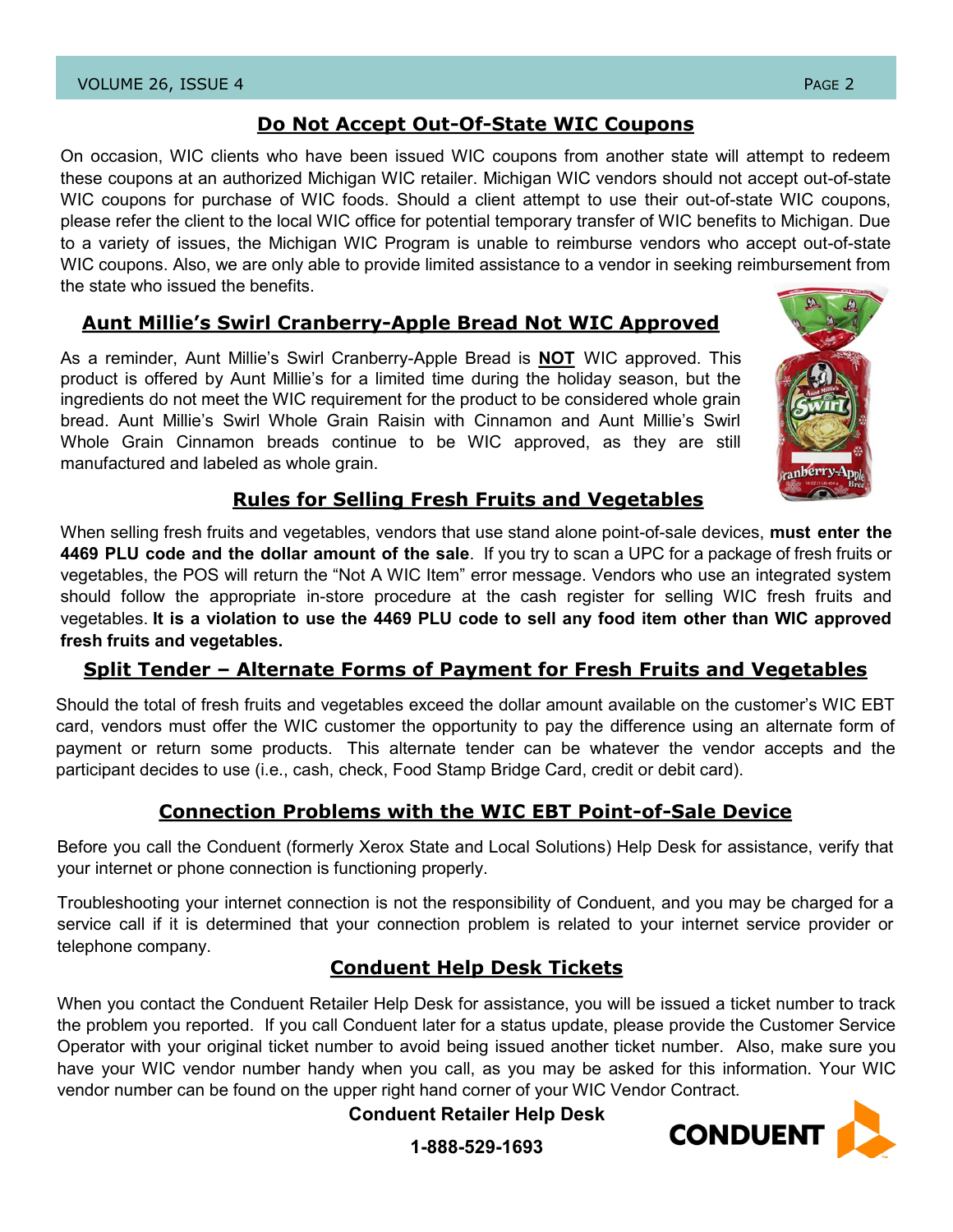## Do Not Accept Out-Of-State WIC Coupons

On occasion, WIC clients who have been issued WIC coupons from another state will attempt to redeem these coupons at an authorized Michigan WIC retailer. Michigan WIC vendors should not accept out-of-state WIC coupons for purchase of WIC foods. Should a client attempt to use their out-of-state WIC coupons, please refer the client to the local WIC office for potential temporary transfer of WIC benefits to Michigan. Due to a variety of issues, the Michigan WIC Program is unable to reimburse vendors who accept out-of-state WIC coupons. Also, we are only able to provide limited assistance to a vendor in seeking reimbursement from the state who issued the benefits.

## Aunt Millie's Swirl Cranberry-Apple Bread Not WIC Approved

As a reminder, Aunt Millie's Swirl Cranberry-Apple Bread is **NOT** WIC approved. This product is offered by Aunt Millie's for a limited time during the holiday season, but the ingredients do not meet the WIC requirement for the product to be considered whole grain bread. Aunt Millie's Swirl Whole Grain Raisin with Cinnamon and Aunt Millie's Swirl Whole Grain Cinnamon breads continue to be WIC approved, as they are still manufactured and labeled as whole grain.

## Rules for Selling Fresh Fruits and Vegetables

When selling fresh fruits and vegetables, vendors that use stand alone point-of-sale devices, **must enter the 4469 PLU code and the dollar amount of the sale**. If you try to scan a UPC for a package of fresh fruits or vegetables, the POS will return the "Not A WIC Item" error message. Vendors who use an integrated system should follow the appropriate in-store procedure at the cash register for selling WIC fresh fruits and vegetables. **It is a violation to use the 4469 PLU code to sell any food item other than WIC approved fresh fruits and vegetables.**

## Split Tender – Alternate Forms of Payment for Fresh Fruits and Vegetables

Should the total of fresh fruits and vegetables exceed the dollar amount available on the customer's WIC EBT card, vendors must offer the WIC customer the opportunity to pay the difference using an alternate form of payment or return some products. This alternate tender can be whatever the vendor accepts and the participant decides to use (i.e., cash, check, Food Stamp Bridge Card, credit or debit card).

## Connection Problems with the WIC EBT Point-of-Sale Device

Before you call the Conduent (formerly Xerox State and Local Solutions) Help Desk for assistance, verify that your internet or phone connection is functioning properly.

Troubleshooting your internet connection is not the responsibility of Conduent, and you may be charged for a service call if it is determined that your connection problem is related to your internet service provider or telephone company.

## Conduent Help Desk Tickets

When you contact the Conduent Retailer Help Desk for assistance, you will be issued a ticket number to track the problem you reported. If you call Conduent later for a status update, please provide the Customer Service Operator with your original ticket number to avoid being issued another ticket number. Also, make sure you have your WIC vendor number handy when you call, as you may be asked for this information. Your WIC vendor number can be found on the upper right hand corner of your WIC Vendor Contract.

**Conduent Retailer Help Desk**

**1-888-529-1693**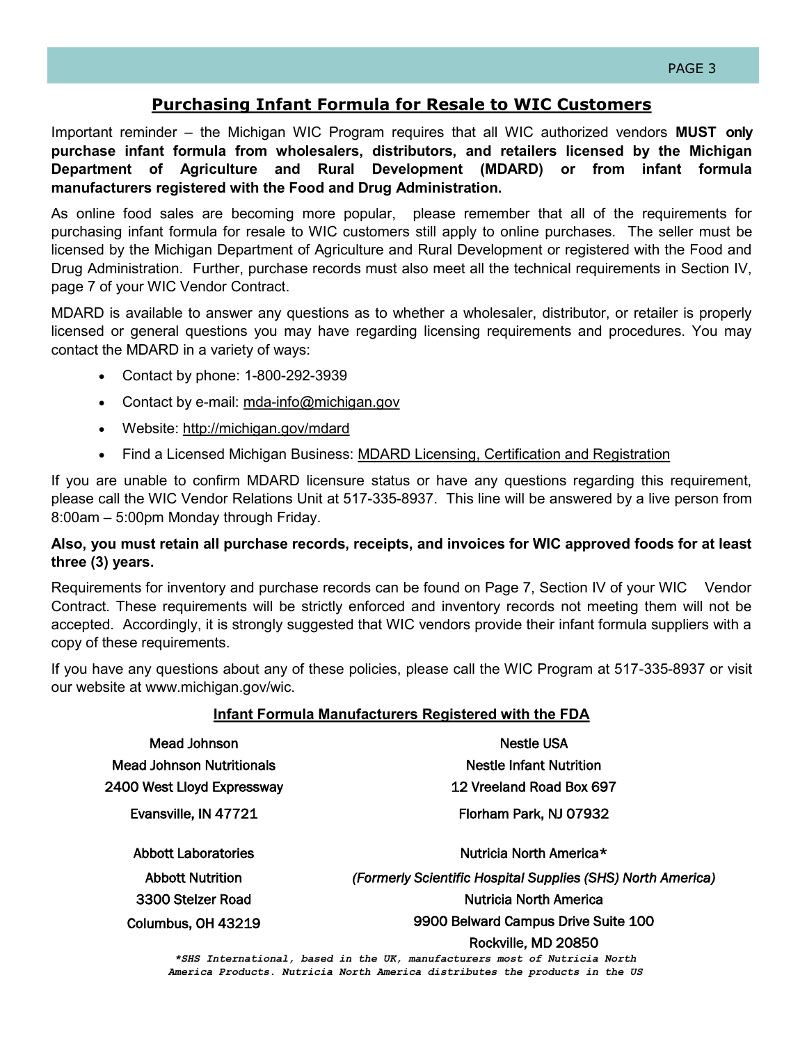## Purchasing Infant Formula for Resale to WIC Customers

Important reminder – the Michigan WIC Program requires that all WIC authorized vendors **MUST only purchase infant formula from wholesalers, distributors, and retailers licensed by the Michigan Department of Agriculture and Rural Development (MDARD) or from infant formula manufacturers registered with the Food and Drug Administration.**

As online food sales are becoming more popular, please remember that all of the requirements for purchasing infant formula for resale to WIC customers still apply to online purchases. The seller must be licensed by the Michigan Department of Agriculture and Rural Development or registered with the Food and Drug Administration. Further, purchase records must also meet all the technical requirements in Section IV, page 7 of your WIC Vendor Contract.

MDARD is available to answer any questions as to whether a wholesaler, distributor, or retailer is properly licensed or general questions you may have regarding licensing requirements and procedures. You may contact the MDARD in a variety of ways:

- Contact by phone: 1-800-292-3939
- Contact by e-mail: mda-info@michigan.gov
- Website: http://michigan.gov/mdard
- Find a Licensed Michigan Business: MDARD Licensing, Certification and Registration

If you are unable to confirm MDARD licensure status or have any questions regarding this requirement, please call the WIC Vendor Relations Unit at 517-335-8937. This line will be answered by a live person from 8:00am – 5:00pm Monday through Friday.

**Also, you must retain all purchase records, receipts, and invoices for WIC approved foods for at least three (3) years.**

Requirements for inventory and purchase records can be found on Page 7, Section IV of your WIC Vendor Contract. These requirements will be strictly enforced and inventory records not meeting them will not be accepted. Accordingly, it is strongly suggested that WIC vendors provide their infant formula suppliers with a copy of these requirements.

If you have any questions about any of these policies, please call the WIC Program at 517-335-8937 or visit our website at www.michigan.gov/wic.

### Infant Formula Manufacturers Registered with the FDA

Mead Johnson
Mead Johnson Nutritionals
2400 West Lloyd Expressway
Evansville, IN 47721

Nestle USA
Nestle Infant Nutrition
12 Vreeland Road Box 697
Florham Park, NJ 07932

Abbott Laboratories
Abbott Nutrition
3300 Stelzer Road
Columbus, OH 43219

Nutricia North America*
*(Formerly Scientific Hospital Supplies (SHS) North America)*
Nutricia North America
9900 Belward Campus Drive Suite 100
Rockville, MD 20850

****SHS International, based in the UK, manufacturers most of Nutricia North America Products. Nutricia North America distributes the products in the US***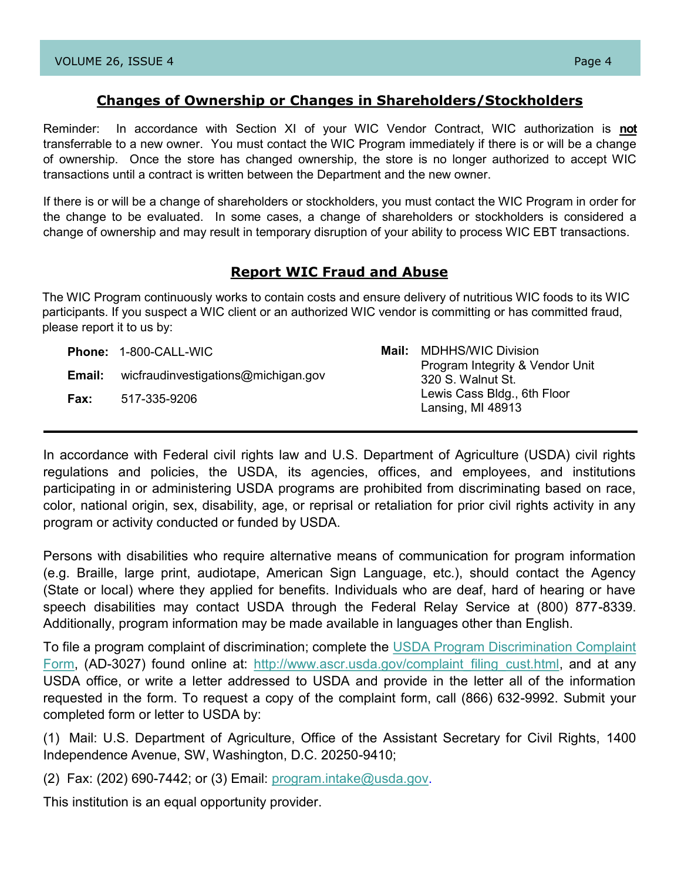## Changes of Ownership or Changes in Shareholders/Stockholders

Reminder: In accordance with Section XI of your WIC Vendor Contract, WIC authorization is **not** transferrable to a new owner. You must contact the WIC Program immediately if there is or will be a change of ownership. Once the store has changed ownership, the store is no longer authorized to accept WIC transactions until a contract is written between the Department and the new owner.

If there is or will be a change of shareholders or stockholders, you must contact the WIC Program in order for the change to be evaluated. In some cases, a change of shareholders or stockholders is considered a change of ownership and may result in temporary disruption of your ability to process WIC EBT transactions.

## Report WIC Fraud and Abuse

The WIC Program continuously works to contain costs and ensure delivery of nutritious WIC foods to its WIC participants. If you suspect a WIC client or an authorized WIC vendor is committing or has committed fraud, please report it to us by:

**Phone:** 1-800-CALL-WIC

**Email:** wicfraudinvestigations@michigan.gov

**Fax:** 517-335-9206

**Mail:** MDHHS/WIC Division
Program Integrity & Vendor Unit
320 S. Walnut St.
Lewis Cass Bldg., 6th Floor
Lansing, MI 48913

---

In accordance with Federal civil rights law and U.S. Department of Agriculture (USDA) civil rights regulations and policies, the USDA, its agencies, offices, and employees, and institutions participating in or administering USDA programs are prohibited from discriminating based on race, color, national origin, sex, disability, age, or reprisal or retaliation for prior civil rights activity in any program or activity conducted or funded by USDA.

Persons with disabilities who require alternative means of communication for program information (e.g. Braille, large print, audiotape, American Sign Language, etc.), should contact the Agency (State or local) where they applied for benefits. Individuals who are deaf, hard of hearing or have speech disabilities may contact USDA through the Federal Relay Service at (800) 877-8339. Additionally, program information may be made available in languages other than English.

To file a program complaint of discrimination; complete the USDA Program Discrimination Complaint Form, (AD-3027) found online at: http://www.ascr.usda.gov/complaint_filing_cust.html, and at any USDA office, or write a letter addressed to USDA and provide in the letter all of the information requested in the form. To request a copy of the complaint form, call (866) 632-9992. Submit your completed form or letter to USDA by:

(1) Mail: U.S. Department of Agriculture, Office of the Assistant Secretary for Civil Rights, 1400 Independence Avenue, SW, Washington, D.C. 20250-9410;

(2) Fax: (202) 690-7442; or (3) Email: program.intake@usda.gov.

This institution is an equal opportunity provider.